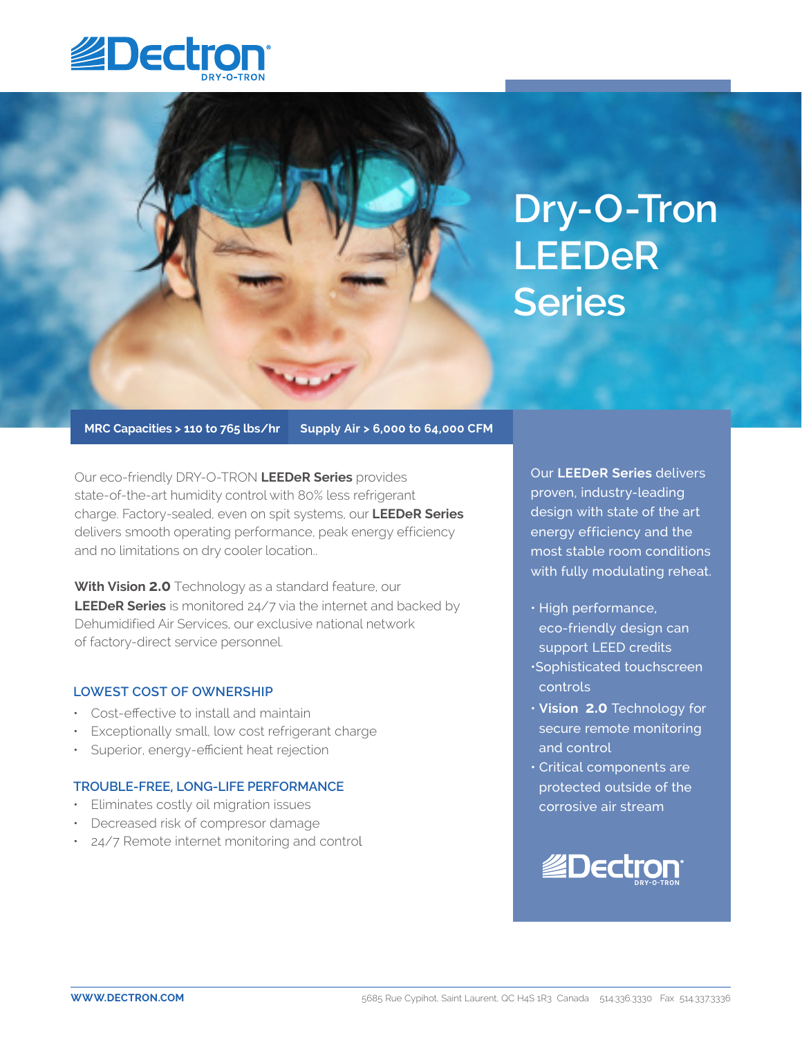# Dry-O-Tron LEEDeR Series

**MRC Capacities > 110 to 765 lbs/hr** | **Supply Air > 6,000 to 64,000 CFM**

Our eco-friendly DRY-O-TRON **LEEDeR Series** provides state-of-the-art humidity control with 80% less refrigerant charge. Factory-sealed, even on spit systems, our **LEEDeR Series** delivers smooth operating performance, peak energy efficiency and no limitations on dry cooler location..

**With Vision 2.0** Technology as a standard feature, our **LEEDeR Series** is monitored 24/7 via the internet and backed by Dehumidified Air Services, our exclusive national network of factory-direct service personnel.

## LOWEST COST OF OWNERSHIP

- Cost-effective to install and maintain
- Exceptionally small, low cost refrigerant charge
- Superior, energy-efficient heat rejection

## TROUBLE-FREE, LONG-LIFE PERFORMANCE

- Eliminates costly oil migration issues
- Decreased risk of compresor damage
- 24/7 Remote internet monitoring and control

Our **LEEDeR Series** delivers proven, industry-leading design with state of the art energy efficiency and the most stable room conditions with fully modulating reheat.

- High performance, eco-friendly design can support LEED credits
- Sophisticated touchscreen controls
- **Vision 2.0** Technology for secure remote monitoring and control
- Critical components are protected outside of the corrosive air stream

**WWW.DECTRON.COM** 5685 Rue Cypihot, Saint Laurent, QC H4S 1R3 Canada 514.336.3330 Fax 514.337.3336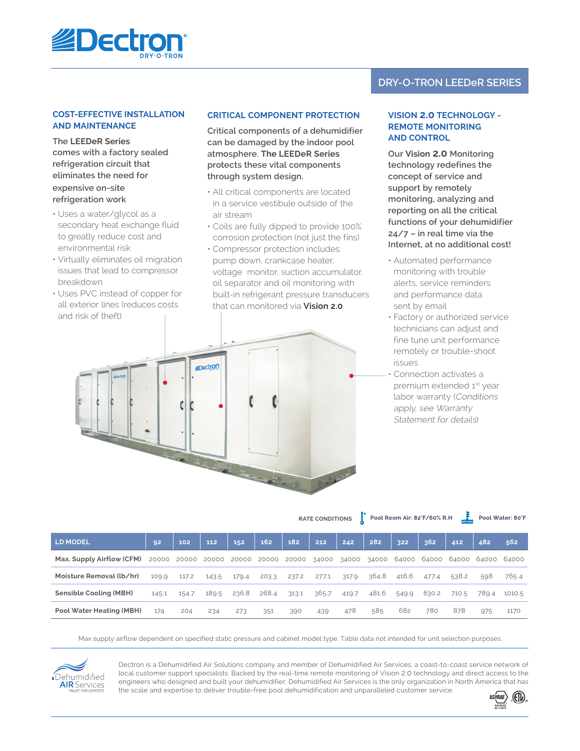## DRY-O-TRON LEEDeR SERIES

### COST-EFFECTIVE INSTALLATION AND MAINTENANCE

**The LEEDeR Series comes with a factory sealed refrigeration circuit that eliminates the need for expensive on-site refrigeration work**

- Uses a water/glycol as a secondary heat exchange fluid to greatly reduce cost and environmental risk
- Virtually eliminates oil migration issues that lead to compressor breakdown
- Uses PVC instead of copper for all exterior lines (reduces costs and risk of theft)

### CRITICAL COMPONENT PROTECTION

**Critical components of a dehumidifier can be damaged by the indoor pool atmosphere. The LEEDeR Series protects these vital components through system design.**

- All critical components are located in a service vestibule outside of the air stream
- Coils are fully dipped to provide 100% corrosion protection (not just the fins)
- Compressor protection includes: pump down, crankcase heater, voltage monitor, suction accumulator, oil separator and oil monitoring with built-in refrigerant pressure transducers that can monitored via **Vision 2.0**

### VISION 2.0 TECHNOLOGY - REMOTE MONITORING AND CONTROL

**Our Vision 2.0 Monitoring technology redefines the concept of service and support by remotely monitoring, analyzing and reporting on all the critical functions of your dehumidifier 24/7 – in real time via the Internet, at no additional cost!**

- Automated performance monitoring with trouble alerts, service reminders and performance data sent by email
- Factory or authorized service technicians can adjust and fine tune unit performance remotely or trouble-shoot issues
- Connection activates a premium extended 1st year labor warranty (*Conditions apply, see Warranty Statement for details*)

RATE CONDITIONS — Pool Room Air: 82°F/60% R.H — Pool Water: 80°F

| LD MODEL | 92 | 102 | 112 | 152 | 162 | 182 | 212 | 242 | 282 | 322 | 362 | 412 | 482 | 562 |
|---|---|---|---|---|---|---|---|---|---|---|---|---|---|---|
| Max. Supply Airflow (CFM) | 20000 | 20000 | 20000 | 20000 | 20000 | 20000 | 34000 | 34000 | 34000 | 64000 | 64000 | 64000 | 64000 | 64000 |
| Moisture Removal (lb/hr) | 109.9 | 117.2 | 143.5 | 179.4 | 203.3 | 237.2 | 277.1 | 317.9 | 364.8 | 416.6 | 477.4 | 538.2 | 598 | 765.4 |
| Sensible Cooling (MBH) | 145.1 | 154.7 | 189.5 | 236.8 | 268.4 | 313.1 | 365.7 | 419.7 | 481.6 | 549.9 | 630.2 | 710.5 | 789.4 | 1010.5 |
| Pool Water Heating (MBH) | 174 | 204 | 234 | 273 | 351 | 390 | 439 | 478 | 585 | 682 | 780 | 878 | 975 | 1170 |

Max supply airflow dependent on specified static pressure and cabinet model type. Table data not intended for unit selection purposes.

Dectron is a Dehumidified Air Solutions company and member of Dehumidified Air Services, a coast-to-coast service network of local customer support specialists. Backed by the real-time remote monitoring of Vision 2.0 technology and direct access to the engineers who designed and built your dehumidifier, Dehumidified Air Services is the only organization in North America that has the scale and expertise to deliver trouble-free pool dehumidification and unparalleled customer service.